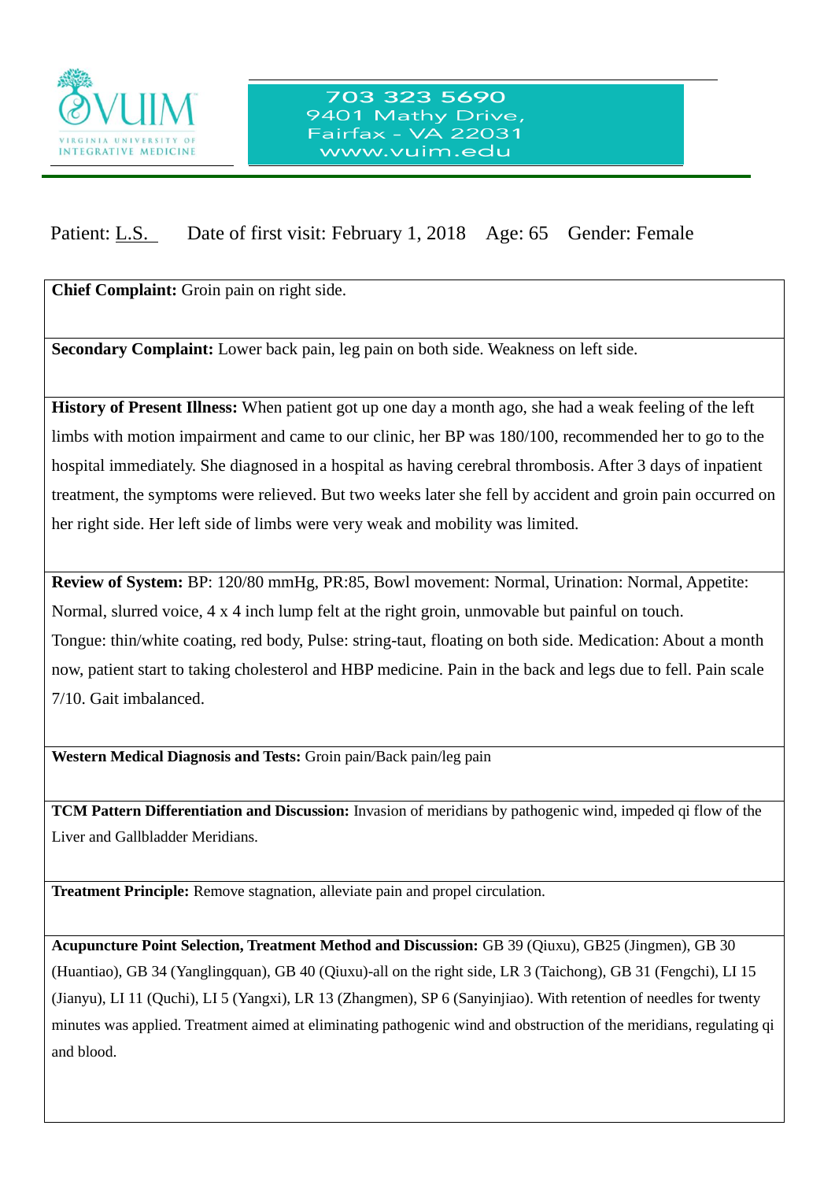VIRGINIA UNIVERSITY OF INTEGRATIVE MEDICINE

703 323 5690
9401 Mathy Drive,
Fairfax - VA 22031
www.vuim.edu

Patient: L.S.    Date of first visit: February 1, 2018    Age: 65    Gender: Female

**Chief Complaint:** Groin pain on right side.

**Secondary Complaint:** Lower back pain, leg pain on both side. Weakness on left side.

**History of Present Illness:** When patient got up one day a month ago, she had a weak feeling of the left limbs with motion impairment and came to our clinic, her BP was 180/100, recommended her to go to the hospital immediately. She diagnosed in a hospital as having cerebral thrombosis. After 3 days of inpatient treatment, the symptoms were relieved. But two weeks later she fell by accident and groin pain occurred on her right side. Her left side of limbs were very weak and mobility was limited.

**Review of System:** BP: 120/80 mmHg, PR:85, Bowl movement: Normal, Urination: Normal, Appetite: Normal, slurred voice, 4 x 4 inch lump felt at the right groin, unmovable but painful on touch. Tongue: thin/white coating, red body, Pulse: string-taut, floating on both side. Medication: About a month now, patient start to taking cholesterol and HBP medicine. Pain in the back and legs due to fell. Pain scale 7/10. Gait imbalanced.

**Western Medical Diagnosis and Tests:** Groin pain/Back pain/leg pain

**TCM Pattern Differentiation and Discussion:** Invasion of meridians by pathogenic wind, impeded qi flow of the Liver and Gallbladder Meridians.

**Treatment Principle:** Remove stagnation, alleviate pain and propel circulation.

**Acupuncture Point Selection, Treatment Method and Discussion:** GB 39 (Qiuxu), GB25 (Jingmen), GB 30 (Huantiao), GB 34 (Yanglingquan), GB 40 (Qiuxu)-all on the right side, LR 3 (Taichong), GB 31 (Fengchi), LI 15 (Jianyu), LI 11 (Quchi), LI 5 (Yangxi), LR 13 (Zhangmen), SP 6 (Sanyinjiao). With retention of needles for twenty minutes was applied. Treatment aimed at eliminating pathogenic wind and obstruction of the meridians, regulating qi and blood.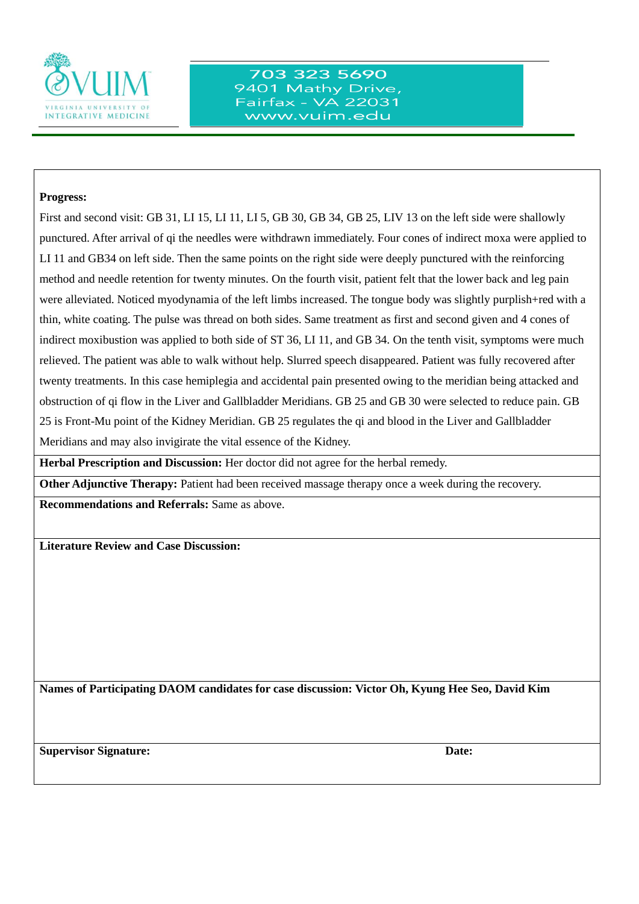**Progress:**

First and second visit: GB 31, LI 15, LI 11, LI 5, GB 30, GB 34, GB 25, LIV 13 on the left side were shallowly punctured. After arrival of qi the needles were withdrawn immediately. Four cones of indirect moxa were applied to LI 11 and GB34 on left side. Then the same points on the right side were deeply punctured with the reinforcing method and needle retention for twenty minutes. On the fourth visit, patient felt that the lower back and leg pain were alleviated. Noticed myodynamia of the left limbs increased. The tongue body was slightly purplish+red with a thin, white coating. The pulse was thread on both sides. Same treatment as first and second given and 4 cones of indirect moxibustion was applied to both side of ST 36, LI 11, and GB 34. On the tenth visit, symptoms were much relieved. The patient was able to walk without help. Slurred speech disappeared. Patient was fully recovered after twenty treatments. In this case hemiplegia and accidental pain presented owing to the meridian being attacked and obstruction of qi flow in the Liver and Gallbladder Meridians. GB 25 and GB 30 were selected to reduce pain. GB 25 is Front-Mu point of the Kidney Meridian. GB 25 regulates the qi and blood in the Liver and Gallbladder Meridians and may also invigirate the vital essence of the Kidney.

**Herbal Prescription and Discussion:** Her doctor did not agree for the herbal remedy.

**Other Adjunctive Therapy:** Patient had been received massage therapy once a week during the recovery.

**Recommendations and Referrals:** Same as above.

**Literature Review and Case Discussion:**

**Names of Participating DAOM candidates for case discussion: Victor Oh, Kyung Hee Seo, David Kim**

**Supervisor Signature:** **Date:**